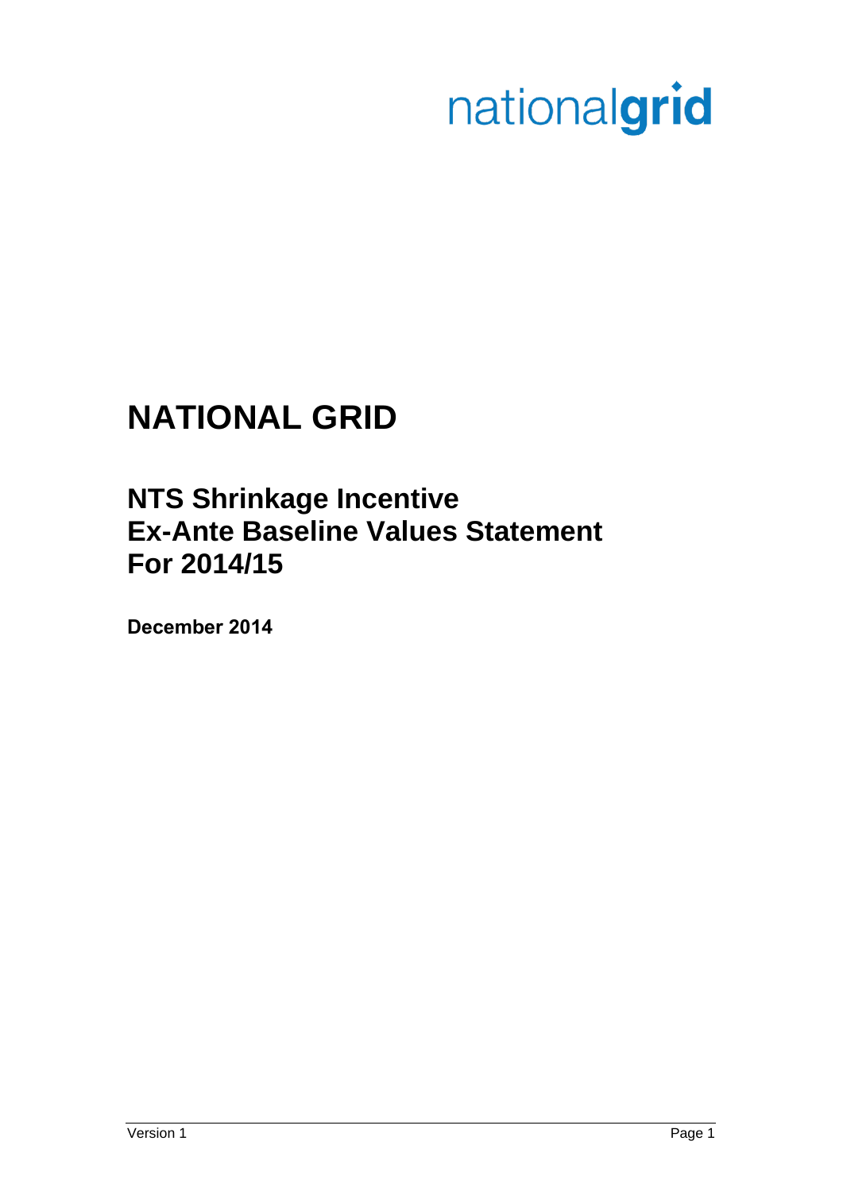nationalgrid

# NATIONAL GRID

## NTS Shrinkage Incentive
## Ex-Ante Baseline Values Statement
## For 2014/15

**December 2014**

Version 1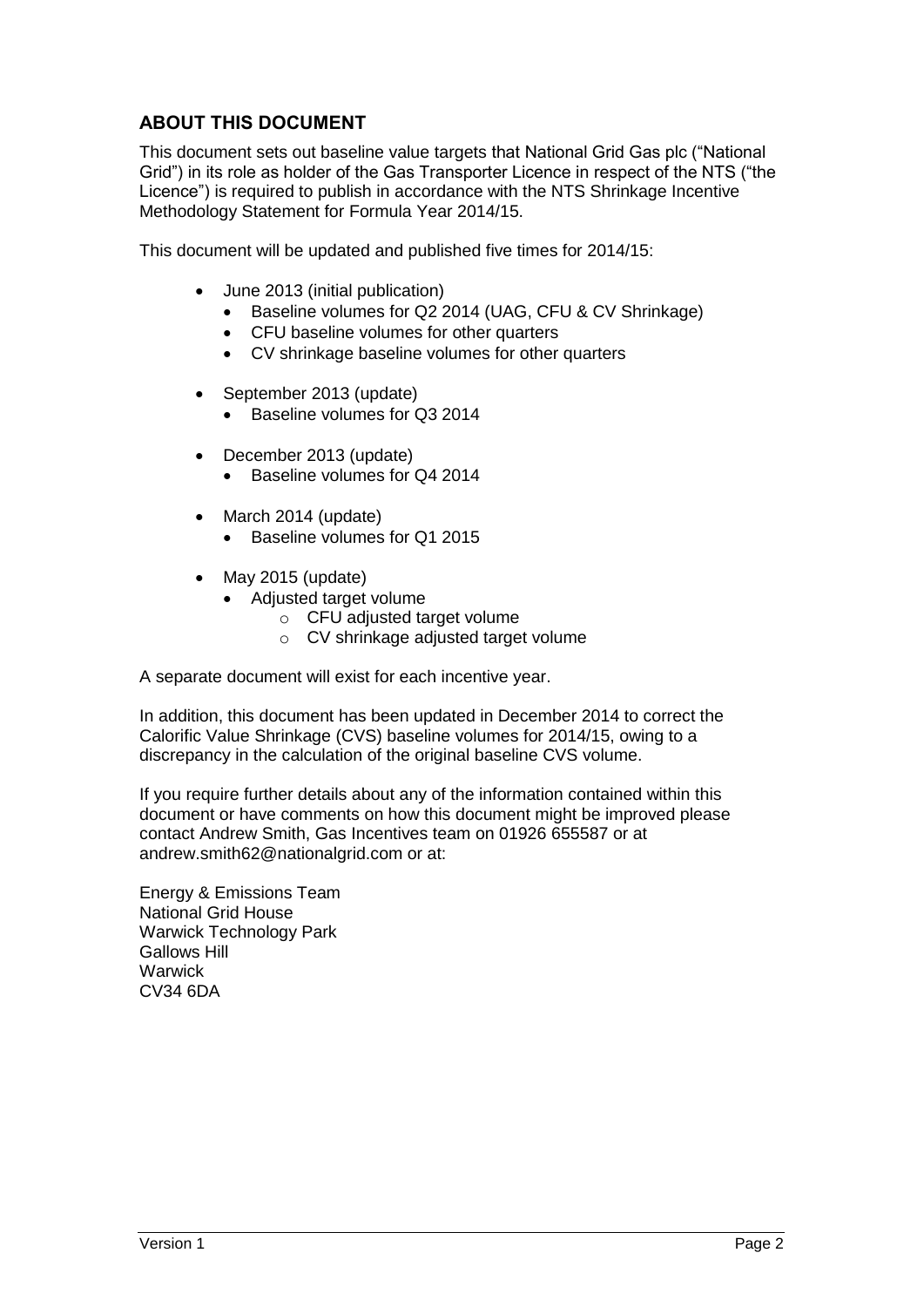## ABOUT THIS DOCUMENT

This document sets out baseline value targets that National Grid Gas plc ("National Grid") in its role as holder of the Gas Transporter Licence in respect of the NTS ("the Licence") is required to publish in accordance with the NTS Shrinkage Incentive Methodology Statement for Formula Year 2014/15.

This document will be updated and published five times for 2014/15:

- June 2013 (initial publication)
  - Baseline volumes for Q2 2014 (UAG, CFU & CV Shrinkage)
  - CFU baseline volumes for other quarters
  - CV shrinkage baseline volumes for other quarters
- September 2013 (update)
  - Baseline volumes for Q3 2014
- December 2013 (update)
  - Baseline volumes for Q4 2014
- March 2014 (update)
  - Baseline volumes for Q1 2015
- May 2015 (update)
  - Adjusted target volume
    - CFU adjusted target volume
    - CV shrinkage adjusted target volume

A separate document will exist for each incentive year.

In addition, this document has been updated in December 2014 to correct the Calorific Value Shrinkage (CVS) baseline volumes for 2014/15, owing to a discrepancy in the calculation of the original baseline CVS volume.

If you require further details about any of the information contained within this document or have comments on how this document might be improved please contact Andrew Smith, Gas Incentives team on 01926 655587 or at andrew.smith62@nationalgrid.com or at:

Energy & Emissions Team
National Grid House
Warwick Technology Park
Gallows Hill
Warwick
CV34 6DA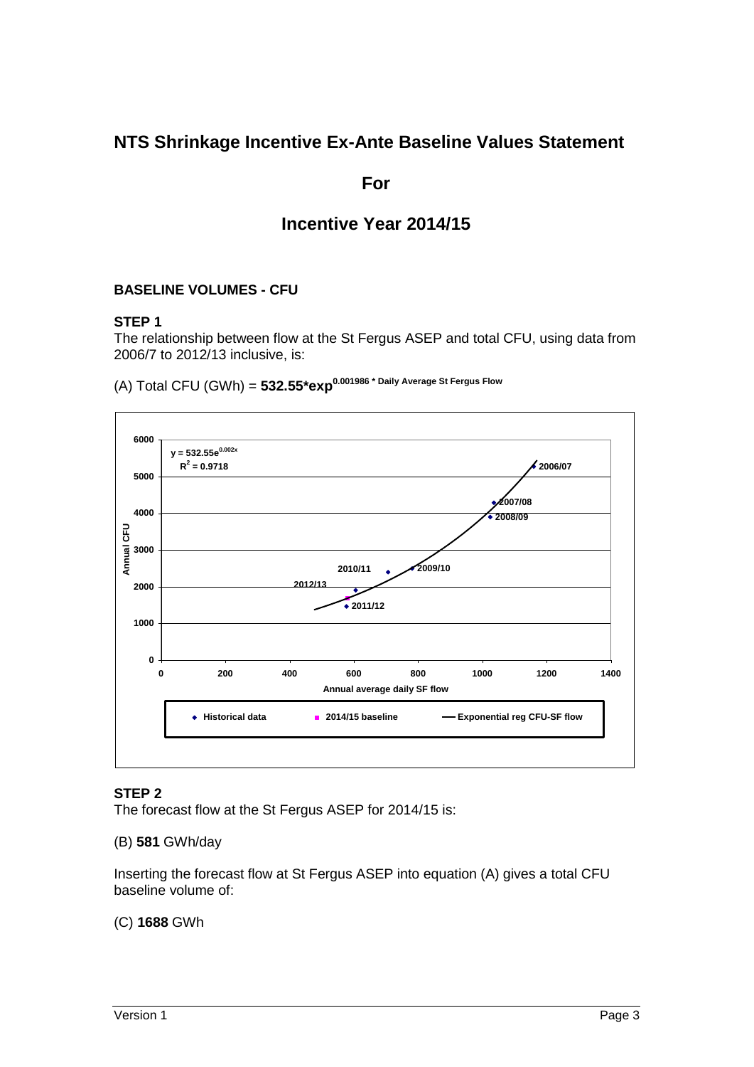# NTS Shrinkage Incentive Ex-Ante Baseline Values Statement

## For

## Incentive Year 2014/15

### BASELINE VOLUMES - CFU

**STEP 1**

The relationship between flow at the St Fergus ASEP and total CFU, using data from 2006/7 to 2012/13 inclusive, is:

(A) Total CFU (GWh) = **532.55*exp**$^{\mathbf{0.001986 * Daily\ Average\ St\ Fergus\ Flow}}$

**STEP 2**

The forecast flow at the St Fergus ASEP for 2014/15 is:

(B) **581** GWh/day

Inserting the forecast flow at St Fergus ASEP into equation (A) gives a total CFU baseline volume of:

(C) **1688** GWh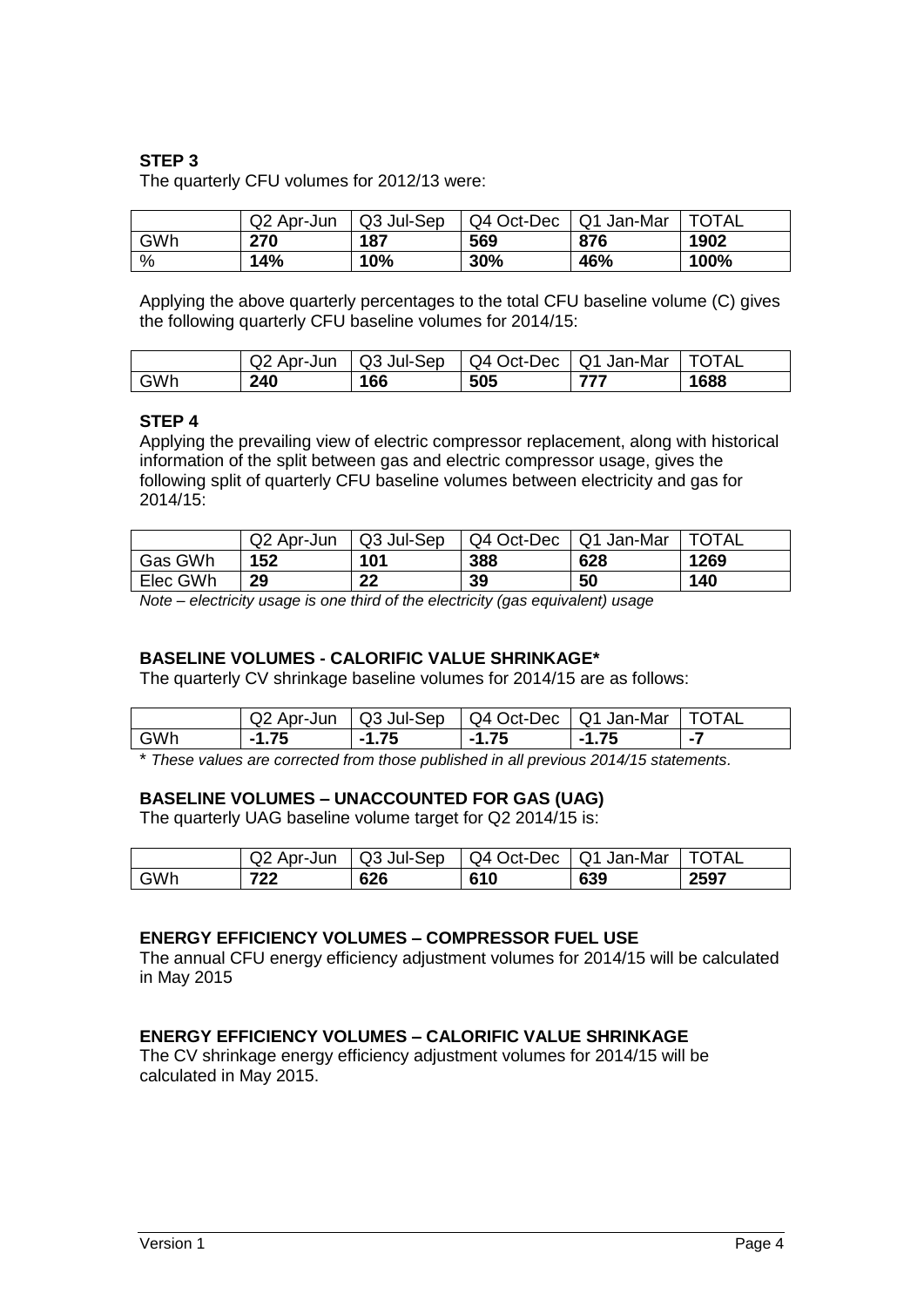**STEP 3**

The quarterly CFU volumes for 2012/13 were:

| | Q2 Apr-Jun | Q3 Jul-Sep | Q4 Oct-Dec | Q1 Jan-Mar | TOTAL |
|---|---|---|---|---|---|
| GWh | **270** | **187** | **569** | **876** | **1902** |
| % | **14%** | **10%** | **30%** | **46%** | **100%** |

Applying the above quarterly percentages to the total CFU baseline volume (C) gives the following quarterly CFU baseline volumes for 2014/15:

| | Q2 Apr-Jun | Q3 Jul-Sep | Q4 Oct-Dec | Q1 Jan-Mar | TOTAL |
|---|---|---|---|---|---|
| GWh | **240** | **166** | **505** | **777** | **1688** |

**STEP 4**

Applying the prevailing view of electric compressor replacement, along with historical information of the split between gas and electric compressor usage, gives the following split of quarterly CFU baseline volumes between electricity and gas for 2014/15:

| | Q2 Apr-Jun | Q3 Jul-Sep | Q4 Oct-Dec | Q1 Jan-Mar | TOTAL |
|---|---|---|---|---|---|
| Gas GWh | **152** | **101** | **388** | **628** | **1269** |
| Elec GWh | **29** | **22** | **39** | **50** | **140** |

*Note – electricity usage is one third of the electricity (gas equivalent) usage*

**BASELINE VOLUMES - CALORIFIC VALUE SHRINKAGE***

The quarterly CV shrinkage baseline volumes for 2014/15 are as follows:

| | Q2 Apr-Jun | Q3 Jul-Sep | Q4 Oct-Dec | Q1 Jan-Mar | TOTAL |
|---|---|---|---|---|---|
| GWh | **-1.75** | **-1.75** | **-1.75** | **-1.75** | **-7** |

\* *These values are corrected from those published in all previous 2014/15 statements.*

**BASELINE VOLUMES – UNACCOUNTED FOR GAS (UAG)**

The quarterly UAG baseline volume target for Q2 2014/15 is:

| | Q2 Apr-Jun | Q3 Jul-Sep | Q4 Oct-Dec | Q1 Jan-Mar | TOTAL |
|---|---|---|---|---|---|
| GWh | **722** | **626** | **610** | **639** | **2597** |

**ENERGY EFFICIENCY VOLUMES – COMPRESSOR FUEL USE**

The annual CFU energy efficiency adjustment volumes for 2014/15 will be calculated in May 2015

**ENERGY EFFICIENCY VOLUMES – CALORIFIC VALUE SHRINKAGE**

The CV shrinkage energy efficiency adjustment volumes for 2014/15 will be calculated in May 2015.